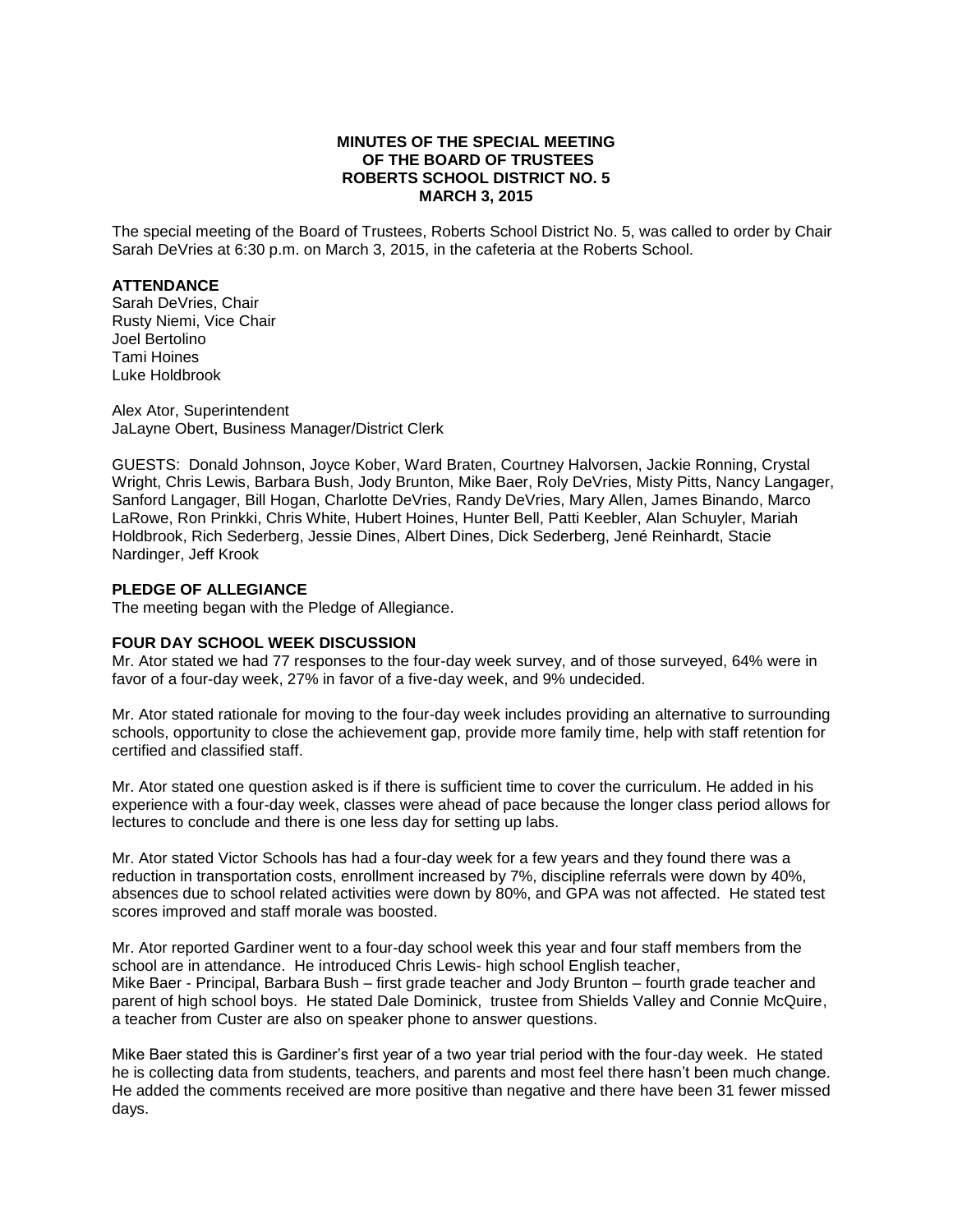**MINUTES OF THE SPECIAL MEETING**
**OF THE BOARD OF TRUSTEES**
**ROBERTS SCHOOL DISTRICT NO. 5**
**MARCH 3, 2015**

The special meeting of the Board of Trustees, Roberts School District No. 5, was called to order by Chair Sarah DeVries at 6:30 p.m. on March 3, 2015, in the cafeteria at the Roberts School.

**ATTENDANCE**
Sarah DeVries, Chair
Rusty Niemi, Vice Chair
Joel Bertolino
Tami Hoines
Luke Holdbrook

Alex Ator, Superintendent
JaLayne Obert, Business Manager/District Clerk

GUESTS: Donald Johnson, Joyce Kober, Ward Braten, Courtney Halvorsen, Jackie Ronning, Crystal Wright, Chris Lewis, Barbara Bush, Jody Brunton, Mike Baer, Roly DeVries, Misty Pitts, Nancy Langager, Sanford Langager, Bill Hogan, Charlotte DeVries, Randy DeVries, Mary Allen, James Binando, Marco LaRowe, Ron Prinkki, Chris White, Hubert Hoines, Hunter Bell, Patti Keebler, Alan Schuyler, Mariah Holdbrook, Rich Sederberg, Jessie Dines, Albert Dines, Dick Sederberg, Jené Reinhardt, Stacie Nardinger, Jeff Krook

**PLEDGE OF ALLEGIANCE**
The meeting began with the Pledge of Allegiance.

**FOUR DAY SCHOOL WEEK DISCUSSION**
Mr. Ator stated we had 77 responses to the four-day week survey, and of those surveyed, 64% were in favor of a four-day week, 27% in favor of a five-day week, and 9% undecided.

Mr. Ator stated rationale for moving to the four-day week includes providing an alternative to surrounding schools, opportunity to close the achievement gap, provide more family time, help with staff retention for certified and classified staff.

Mr. Ator stated one question asked is if there is sufficient time to cover the curriculum. He added in his experience with a four-day week, classes were ahead of pace because the longer class period allows for lectures to conclude and there is one less day for setting up labs.

Mr. Ator stated Victor Schools has had a four-day week for a few years and they found there was a reduction in transportation costs, enrollment increased by 7%, discipline referrals were down by 40%, absences due to school related activities were down by 80%, and GPA was not affected. He stated test scores improved and staff morale was boosted.

Mr. Ator reported Gardiner went to a four-day school week this year and four staff members from the school are in attendance. He introduced Chris Lewis- high school English teacher, Mike Baer - Principal, Barbara Bush – first grade teacher and Jody Brunton – fourth grade teacher and parent of high school boys. He stated Dale Dominick, trustee from Shields Valley and Connie McQuire, a teacher from Custer are also on speaker phone to answer questions.

Mike Baer stated this is Gardiner's first year of a two year trial period with the four-day week. He stated he is collecting data from students, teachers, and parents and most feel there hasn't been much change. He added the comments received are more positive than negative and there have been 31 fewer missed days.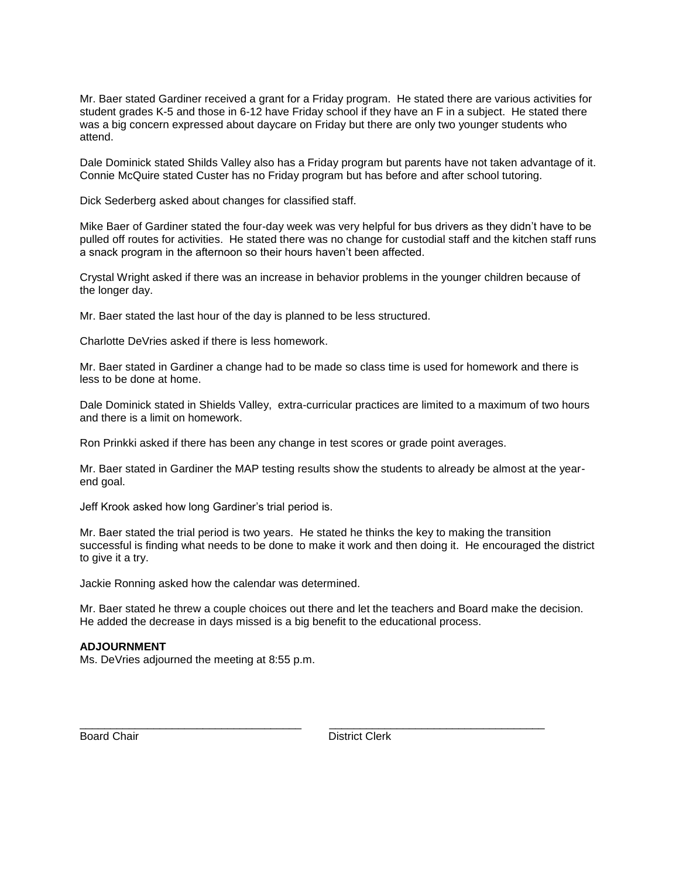Mr. Baer stated Gardiner received a grant for a Friday program. He stated there are various activities for student grades K-5 and those in 6-12 have Friday school if they have an F in a subject. He stated there was a big concern expressed about daycare on Friday but there are only two younger students who attend.

Dale Dominick stated Shilds Valley also has a Friday program but parents have not taken advantage of it. Connie McQuire stated Custer has no Friday program but has before and after school tutoring.

Dick Sederberg asked about changes for classified staff.

Mike Baer of Gardiner stated the four-day week was very helpful for bus drivers as they didn't have to be pulled off routes for activities. He stated there was no change for custodial staff and the kitchen staff runs a snack program in the afternoon so their hours haven't been affected.

Crystal Wright asked if there was an increase in behavior problems in the younger children because of the longer day.

Mr. Baer stated the last hour of the day is planned to be less structured.

Charlotte DeVries asked if there is less homework.

Mr. Baer stated in Gardiner a change had to be made so class time is used for homework and there is less to be done at home.

Dale Dominick stated in Shields Valley, extra-curricular practices are limited to a maximum of two hours and there is a limit on homework.

Ron Prinkki asked if there has been any change in test scores or grade point averages.

Mr. Baer stated in Gardiner the MAP testing results show the students to already be almost at the year-end goal.

Jeff Krook asked how long Gardiner's trial period is.

Mr. Baer stated the trial period is two years. He stated he thinks the key to making the transition successful is finding what needs to be done to make it work and then doing it. He encouraged the district to give it a try.

Jackie Ronning asked how the calendar was determined.

Mr. Baer stated he threw a couple choices out there and let the teachers and Board make the decision. He added the decrease in days missed is a big benefit to the educational process.

**ADJOURNMENT**

Ms. DeVries adjourned the meeting at 8:55 p.m.

\_\_\_\_\_\_\_\_\_\_\_\_\_\_\_\_\_\_\_\_\_\_\_\_\_\_\_\_\_\_\_\_\_\_\_\_ \_\_\_\_\_\_\_\_\_\_\_\_\_\_\_\_\_\_\_\_\_\_\_\_\_\_\_\_\_\_\_\_\_\_\_\_

Board Chair District Clerk